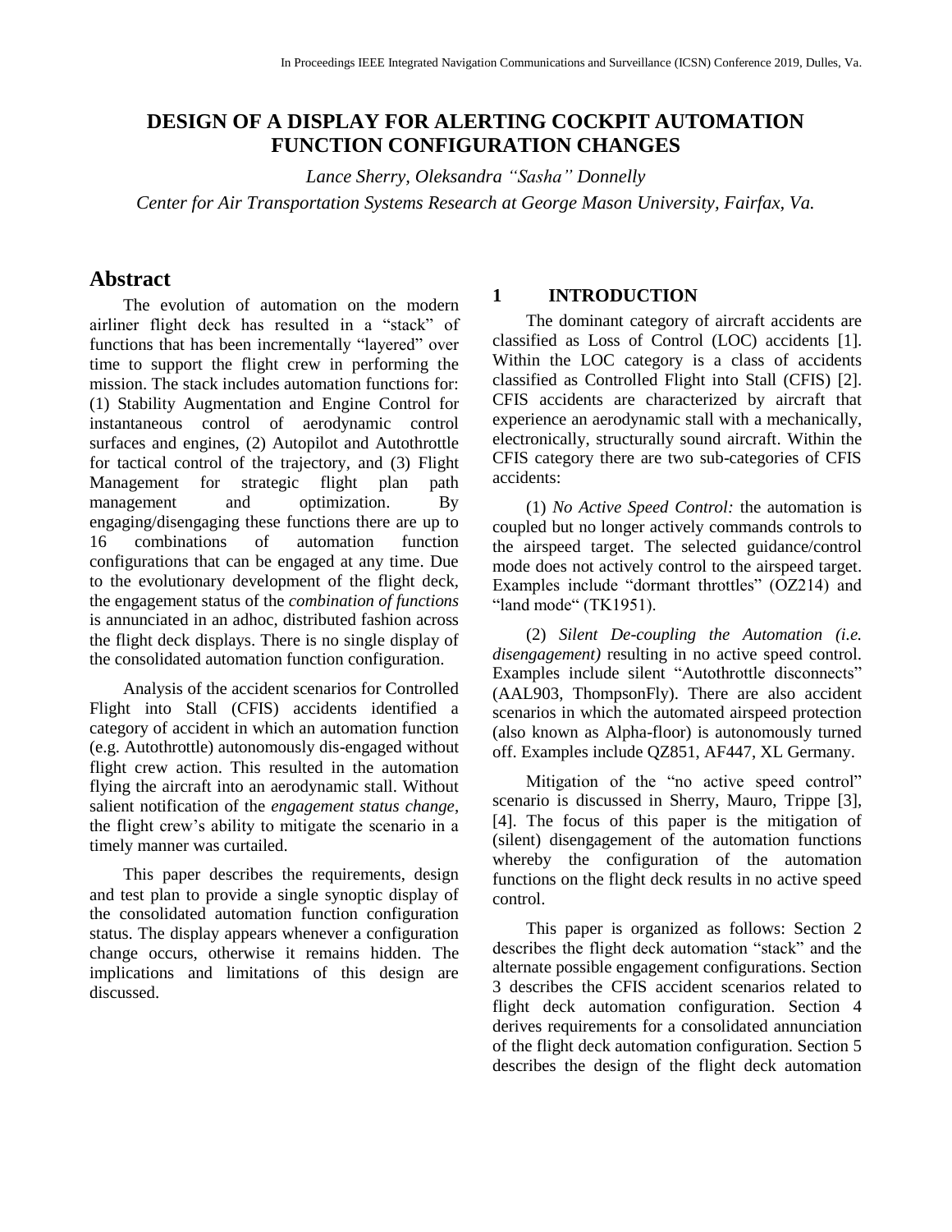# DESIGN OF A DISPLAY FOR ALERTING COCKPIT AUTOMATION FUNCTION CONFIGURATION CHANGES

*Lance Sherry, Oleksandra "Sasha" Donnelly*

*Center for Air Transportation Systems Research at George Mason University, Fairfax, Va.*

## Abstract

The evolution of automation on the modern airliner flight deck has resulted in a "stack" of functions that has been incrementally "layered" over time to support the flight crew in performing the mission. The stack includes automation functions for: (1) Stability Augmentation and Engine Control for instantaneous control of aerodynamic control surfaces and engines, (2) Autopilot and Autothrottle for tactical control of the trajectory, and (3) Flight Management for strategic flight plan path management and optimization. By engaging/disengaging these functions there are up to 16 combinations of automation function configurations that can be engaged at any time. Due to the evolutionary development of the flight deck, the engagement status of the *combination of functions* is annunciated in an adhoc, distributed fashion across the flight deck displays. There is no single display of the consolidated automation function configuration.

Analysis of the accident scenarios for Controlled Flight into Stall (CFIS) accidents identified a category of accident in which an automation function (e.g. Autothrottle) autonomously dis-engaged without flight crew action. This resulted in the automation flying the aircraft into an aerodynamic stall. Without salient notification of the *engagement status change*, the flight crew's ability to mitigate the scenario in a timely manner was curtailed.

This paper describes the requirements, design and test plan to provide a single synoptic display of the consolidated automation function configuration status. The display appears whenever a configuration change occurs, otherwise it remains hidden. The implications and limitations of this design are discussed.

## 1 INTRODUCTION

The dominant category of aircraft accidents are classified as Loss of Control (LOC) accidents [1]. Within the LOC category is a class of accidents classified as Controlled Flight into Stall (CFIS) [2]. CFIS accidents are characterized by aircraft that experience an aerodynamic stall with a mechanically, electronically, structurally sound aircraft. Within the CFIS category there are two sub-categories of CFIS accidents:

(1) *No Active Speed Control:* the automation is coupled but no longer actively commands controls to the airspeed target. The selected guidance/control mode does not actively control to the airspeed target. Examples include "dormant throttles" (OZ214) and "land mode" (TK1951).

(2) *Silent De-coupling the Automation (i.e. disengagement)* resulting in no active speed control. Examples include silent "Autothrottle disconnects" (AAL903, ThompsonFly). There are also accident scenarios in which the automated airspeed protection (also known as Alpha-floor) is autonomously turned off. Examples include QZ851, AF447, XL Germany.

Mitigation of the "no active speed control" scenario is discussed in Sherry, Mauro, Trippe [3], [4]. The focus of this paper is the mitigation of (silent) disengagement of the automation functions whereby the configuration of the automation functions on the flight deck results in no active speed control.

This paper is organized as follows: Section 2 describes the flight deck automation "stack" and the alternate possible engagement configurations. Section 3 describes the CFIS accident scenarios related to flight deck automation configuration. Section 4 derives requirements for a consolidated annunciation of the flight deck automation configuration. Section 5 describes the design of the flight deck automation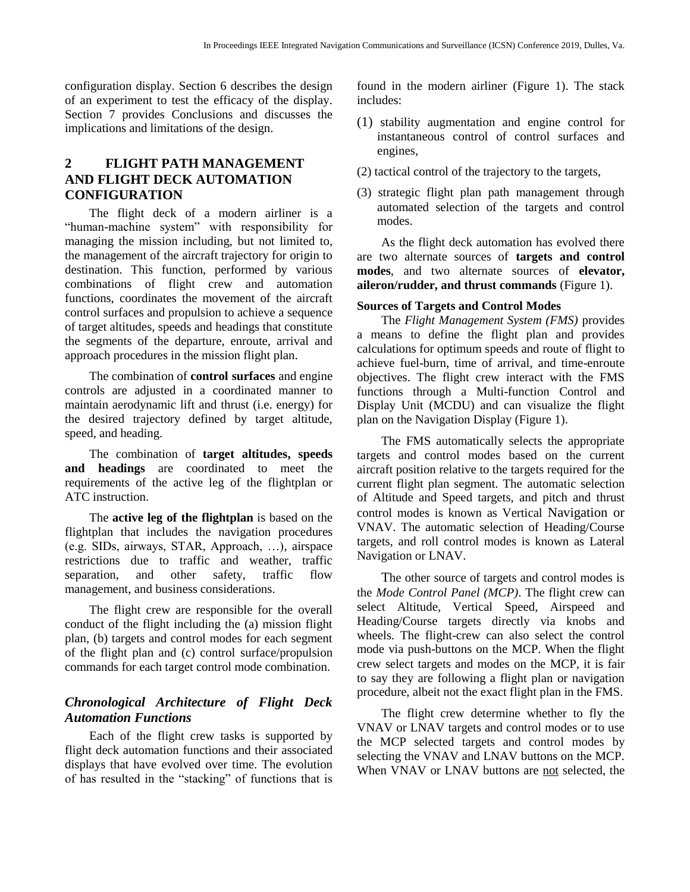configuration display. Section 6 describes the design of an experiment to test the efficacy of the display. Section 7 provides Conclusions and discusses the implications and limitations of the design.

## 2 FLIGHT PATH MANAGEMENT AND FLIGHT DECK AUTOMATION CONFIGURATION

The flight deck of a modern airliner is a "human-machine system" with responsibility for managing the mission including, but not limited to, the management of the aircraft trajectory for origin to destination. This function, performed by various combinations of flight crew and automation functions, coordinates the movement of the aircraft control surfaces and propulsion to achieve a sequence of target altitudes, speeds and headings that constitute the segments of the departure, enroute, arrival and approach procedures in the mission flight plan.

The combination of **control surfaces** and engine controls are adjusted in a coordinated manner to maintain aerodynamic lift and thrust (i.e. energy) for the desired trajectory defined by target altitude, speed, and heading.

The combination of **target altitudes, speeds and headings** are coordinated to meet the requirements of the active leg of the flightplan or ATC instruction.

The **active leg of the flightplan** is based on the flightplan that includes the navigation procedures (e.g. SIDs, airways, STAR, Approach, …), airspace restrictions due to traffic and weather, traffic separation, and other safety, traffic flow management, and business considerations.

The flight crew are responsible for the overall conduct of the flight including the (a) mission flight plan, (b) targets and control modes for each segment of the flight plan and (c) control surface/propulsion commands for each target control mode combination.

### *Chronological Architecture of Flight Deck Automation Functions*

Each of the flight crew tasks is supported by flight deck automation functions and their associated displays that have evolved over time. The evolution of has resulted in the "stacking" of functions that is found in the modern airliner (Figure 1). The stack includes:

(1) stability augmentation and engine control for instantaneous control of control surfaces and engines,

(2) tactical control of the trajectory to the targets,

(3) strategic flight plan path management through automated selection of the targets and control modes.

As the flight deck automation has evolved there are two alternate sources of **targets and control modes**, and two alternate sources of **elevator, aileron/rudder, and thrust commands** (Figure 1).

**Sources of Targets and Control Modes**

The *Flight Management System (FMS)* provides a means to define the flight plan and provides calculations for optimum speeds and route of flight to achieve fuel-burn, time of arrival, and time-enroute objectives. The flight crew interact with the FMS functions through a Multi-function Control and Display Unit (MCDU) and can visualize the flight plan on the Navigation Display (Figure 1).

The FMS automatically selects the appropriate targets and control modes based on the current aircraft position relative to the targets required for the current flight plan segment. The automatic selection of Altitude and Speed targets, and pitch and thrust control modes is known as Vertical Navigation or VNAV. The automatic selection of Heading/Course targets, and roll control modes is known as Lateral Navigation or LNAV.

The other source of targets and control modes is the *Mode Control Panel (MCP)*. The flight crew can select Altitude, Vertical Speed, Airspeed and Heading/Course targets directly via knobs and wheels. The flight-crew can also select the control mode via push-buttons on the MCP. When the flight crew select targets and modes on the MCP, it is fair to say they are following a flight plan or navigation procedure, albeit not the exact flight plan in the FMS.

The flight crew determine whether to fly the VNAV or LNAV targets and control modes or to use the MCP selected targets and control modes by selecting the VNAV and LNAV buttons on the MCP. When VNAV or LNAV buttons are not selected, the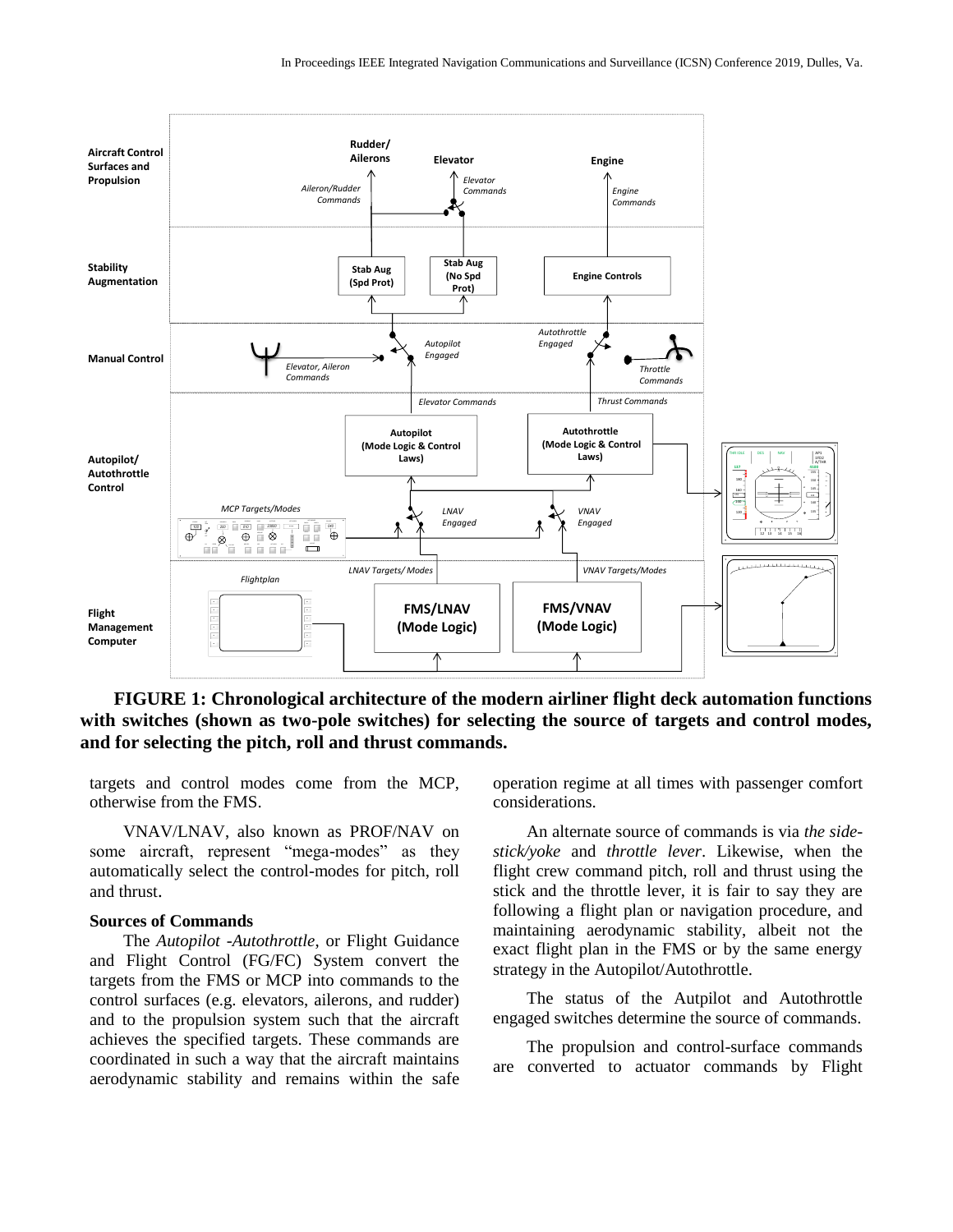Aircraft Control Surfaces and Propulsion

Rudder/ Ailerons

Elevator

Engine

Aileron/Rudder Commands

Elevator Commands

Engine Commands

Stability Augmentation

Stab Aug (Spd Prot)

Stab Aug (No Spd Prot)

Engine Controls

Manual Control

Autopilot Engaged

Autothrottle Engaged

Elevator, Aileron Commands

Throttle Commands

Elevator Commands

Thrust Commands

Autopilot/ Autothrottle Control

Autopilot (Mode Logic & Control Laws)

Autothrottle (Mode Logic & Control Laws)

MCP Targets/Modes

LNAV Engaged

VNAV Engaged

LNAV Targets/ Modes

VNAV Targets/Modes

Flightplan

Flight Management Computer

FMS/LNAV (Mode Logic)

FMS/VNAV (Mode Logic)

**FIGURE 1: Chronological architecture of the modern airliner flight deck automation functions with switches (shown as two-pole switches) for selecting the source of targets and control modes, and for selecting the pitch, roll and thrust commands.**

targets and control modes come from the MCP, otherwise from the FMS.

VNAV/LNAV, also known as PROF/NAV on some aircraft, represent "mega-modes" as they automatically select the control-modes for pitch, roll and thrust.

### Sources of Commands

The *Autopilot -Autothrottle*, or Flight Guidance and Flight Control (FG/FC) System convert the targets from the FMS or MCP into commands to the control surfaces (e.g. elevators, ailerons, and rudder) and to the propulsion system such that the aircraft achieves the specified targets. These commands are coordinated in such a way that the aircraft maintains aerodynamic stability and remains within the safe operation regime at all times with passenger comfort considerations.

An alternate source of commands is via *the side-stick/yoke* and *throttle lever*. Likewise, when the flight crew command pitch, roll and thrust using the stick and the throttle lever, it is fair to say they are following a flight plan or navigation procedure, and maintaining aerodynamic stability, albeit not the exact flight plan in the FMS or by the same energy strategy in the Autopilot/Autothrottle.

The status of the Autpilot and Autothrottle engaged switches determine the source of commands.

The propulsion and control-surface commands are converted to actuator commands by Flight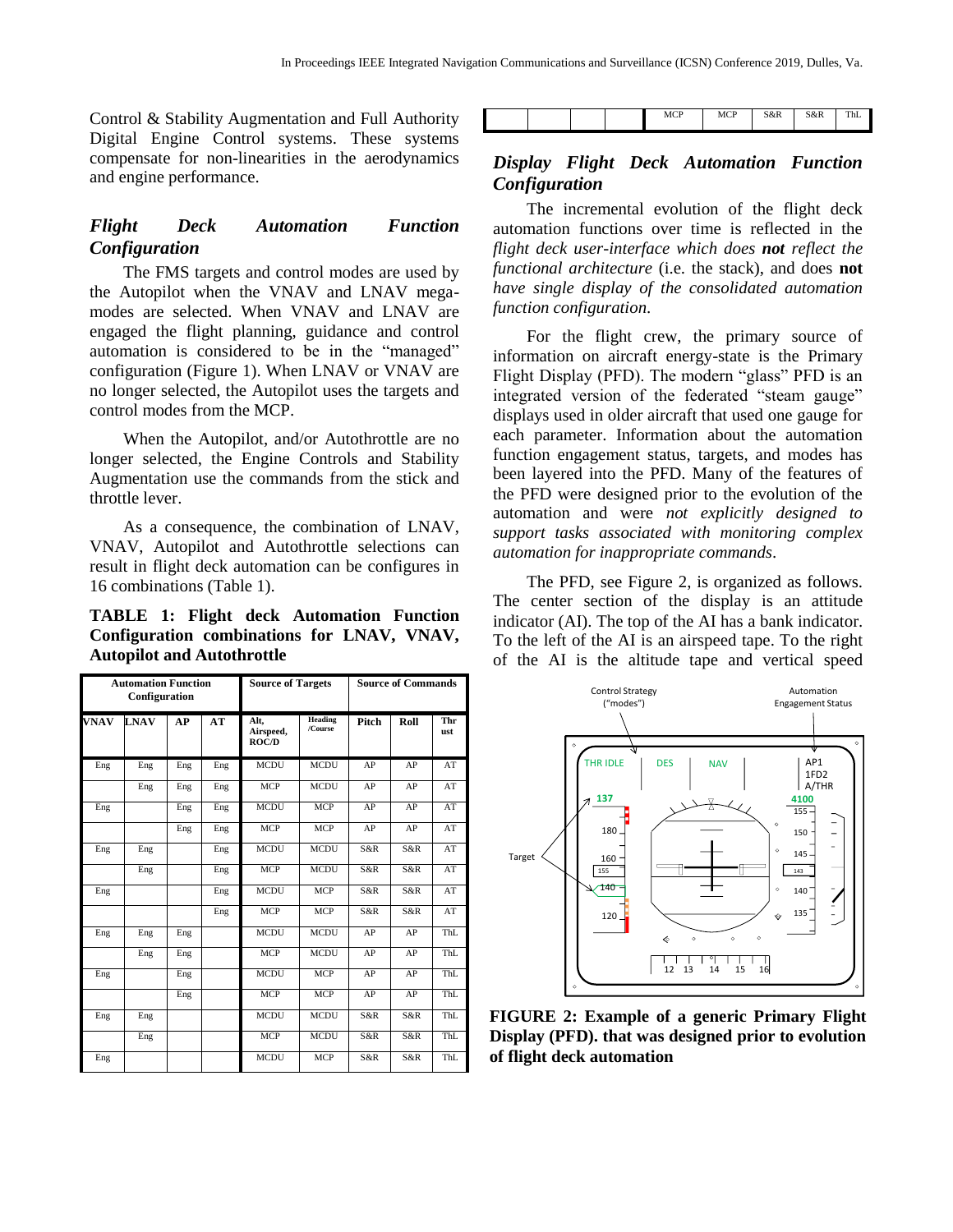Control & Stability Augmentation and Full Authority Digital Engine Control systems. These systems compensate for non-linearities in the aerodynamics and engine performance.

### *Flight Deck Automation Function Configuration*

The FMS targets and control modes are used by the Autopilot when the VNAV and LNAV mega-modes are selected. When VNAV and LNAV are engaged the flight planning, guidance and control automation is considered to be in the "managed" configuration (Figure 1). When LNAV or VNAV are no longer selected, the Autopilot uses the targets and control modes from the MCP.

When the Autopilot, and/or Autothrottle are no longer selected, the Engine Controls and Stability Augmentation use the commands from the stick and throttle lever.

As a consequence, the combination of LNAV, VNAV, Autopilot and Autothrottle selections can result in flight deck automation can be configures in 16 combinations (Table 1).

**TABLE 1: Flight deck Automation Function Configuration combinations for LNAV, VNAV, Autopilot and Autothrottle**

| Automation Function Configuration | | | | Source of Targets | | Source of Commands | | |
|---|---|---|---|---|---|---|---|---|
| VNAV | LNAV | AP | AT | Alt, Airspeed, ROC/D | Heading /Course | Pitch | Roll | Thrust |
| Eng | Eng | Eng | Eng | MCDU | MCDU | AP | AP | AT |
| | Eng | Eng | Eng | MCP | MCDU | AP | AP | AT |
| Eng | | Eng | Eng | MCDU | MCP | AP | AP | AT |
| | | Eng | Eng | MCP | MCP | AP | AP | AT |
| Eng | Eng | | Eng | MCDU | MCDU | S&R | S&R | AT |
| | Eng | | Eng | MCP | MCDU | S&R | S&R | AT |
| Eng | | | Eng | MCDU | MCP | S&R | S&R | AT |
| | | | Eng | MCP | MCP | S&R | S&R | AT |
| Eng | Eng | Eng | | MCDU | MCDU | AP | AP | ThL |
| | Eng | Eng | | MCP | MCDU | AP | AP | ThL |
| Eng | | Eng | | MCDU | MCP | AP | AP | ThL |
| | | Eng | | MCP | MCP | AP | AP | ThL |
| Eng | Eng | | | MCDU | MCDU | S&R | S&R | ThL |
| | Eng | | | MCP | MCDU | S&R | S&R | ThL |
| Eng | | | | MCDU | MCP | S&R | S&R | ThL |
| | | | | MCP | MCP | S&R | S&R | ThL |

### *Display Flight Deck Automation Function Configuration*

The incremental evolution of the flight deck automation functions over time is reflected in the *flight deck user-interface which does **not** reflect the functional architecture* (i.e. the stack), and does **not** *have single display of the consolidated automation function configuration.*

For the flight crew, the primary source of information on aircraft energy-state is the Primary Flight Display (PFD). The modern "glass" PFD is an integrated version of the federated "steam gauge" displays used in older aircraft that used one gauge for each parameter. Information about the automation function engagement status, targets, and modes has been layered into the PFD. Many of the features of the PFD were designed prior to the evolution of the automation and were *not explicitly designed to support tasks associated with monitoring complex automation for inappropriate commands.*

The PFD, see Figure 2, is organized as follows. The center section of the display is an attitude indicator (AI). The top of the AI has a bank indicator. To the left of the AI is an airspeed tape. To the right of the AI is the altitude tape and vertical speed

**FIGURE 2: Example of a generic Primary Flight Display (PFD). that was designed prior to evolution of flight deck automation**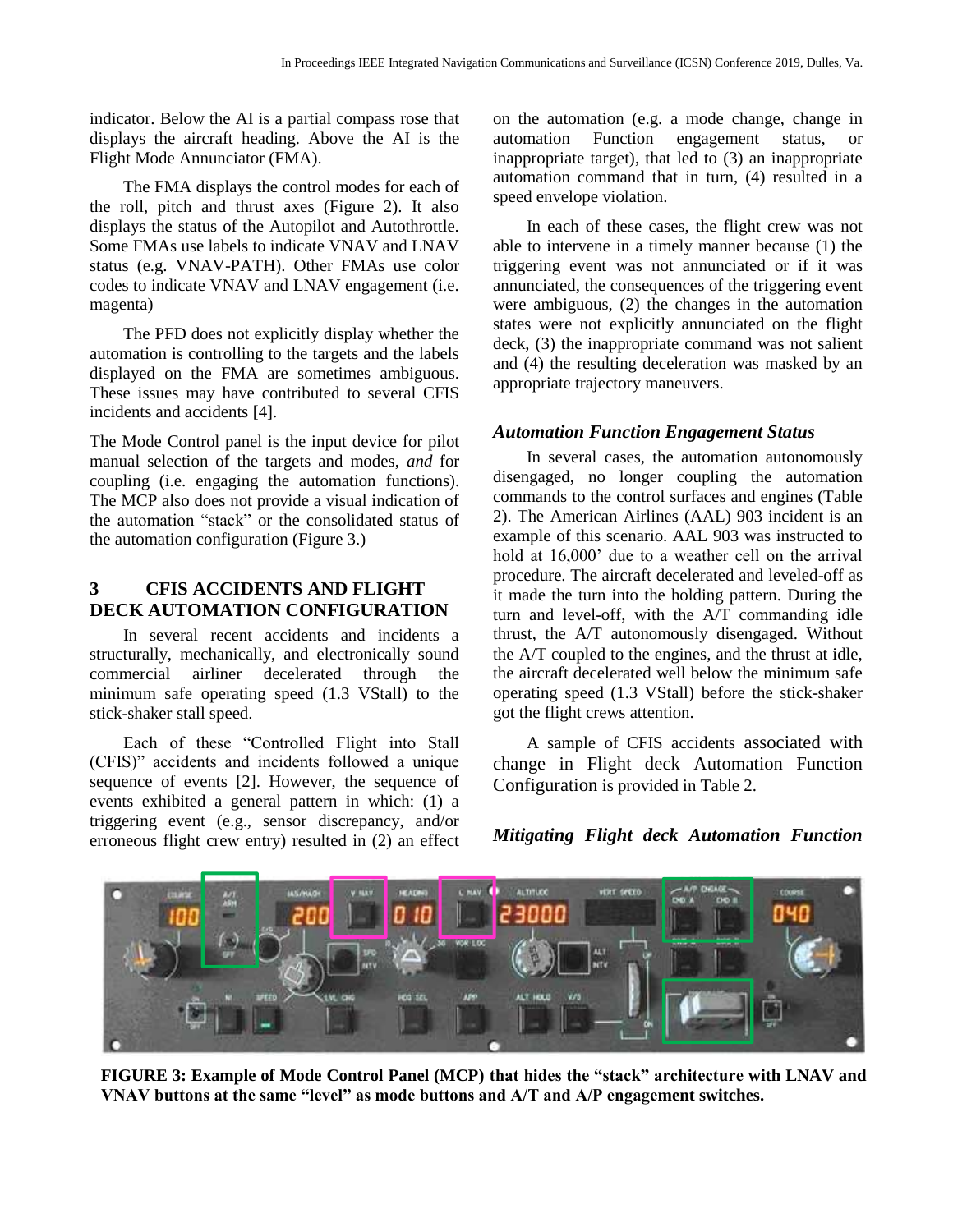indicator. Below the AI is a partial compass rose that displays the aircraft heading. Above the AI is the Flight Mode Annunciator (FMA).

The FMA displays the control modes for each of the roll, pitch and thrust axes (Figure 2). It also displays the status of the Autopilot and Autothrottle. Some FMAs use labels to indicate VNAV and LNAV status (e.g. VNAV-PATH). Other FMAs use color codes to indicate VNAV and LNAV engagement (i.e. magenta)

The PFD does not explicitly display whether the automation is controlling to the targets and the labels displayed on the FMA are sometimes ambiguous. These issues may have contributed to several CFIS incidents and accidents [4].

The Mode Control panel is the input device for pilot manual selection of the targets and modes, *and* for coupling (i.e. engaging the automation functions). The MCP also does not provide a visual indication of the automation "stack" or the consolidated status of the automation configuration (Figure 3.)

## 3 CFIS ACCIDENTS AND FLIGHT DECK AUTOMATION CONFIGURATION

In several recent accidents and incidents a structurally, mechanically, and electronically sound commercial airliner decelerated through the minimum safe operating speed (1.3 VStall) to the stick-shaker stall speed.

Each of these "Controlled Flight into Stall (CFIS)" accidents and incidents followed a unique sequence of events [2]. However, the sequence of events exhibited a general pattern in which: (1) a triggering event (e.g., sensor discrepancy, and/or erroneous flight crew entry) resulted in (2) an effect on the automation (e.g. a mode change, change in automation Function engagement status, or inappropriate target), that led to (3) an inappropriate automation command that in turn, (4) resulted in a speed envelope violation.

In each of these cases, the flight crew was not able to intervene in a timely manner because (1) the triggering event was not annunciated or if it was annunciated, the consequences of the triggering event were ambiguous, (2) the changes in the automation states were not explicitly annunciated on the flight deck, (3) the inappropriate command was not salient and (4) the resulting deceleration was masked by an appropriate trajectory maneuvers.

### *Automation Function Engagement Status*

In several cases, the automation autonomously disengaged, no longer coupling the automation commands to the control surfaces and engines (Table 2). The American Airlines (AAL) 903 incident is an example of this scenario. AAL 903 was instructed to hold at 16,000' due to a weather cell on the arrival procedure. The aircraft decelerated and leveled-off as it made the turn into the holding pattern. During the turn and level-off, with the A/T commanding idle thrust, the A/T autonomously disengaged. Without the A/T coupled to the engines, and the thrust at idle, the aircraft decelerated well below the minimum safe operating speed (1.3 VStall) before the stick-shaker got the flight crews attention.

A sample of CFIS accidents associated with change in Flight deck Automation Function Configuration is provided in Table 2.

### *Mitigating Flight deck Automation Function*

**FIGURE 3: Example of Mode Control Panel (MCP) that hides the "stack" architecture with LNAV and VNAV buttons at the same "level" as mode buttons and A/T and A/P engagement switches.**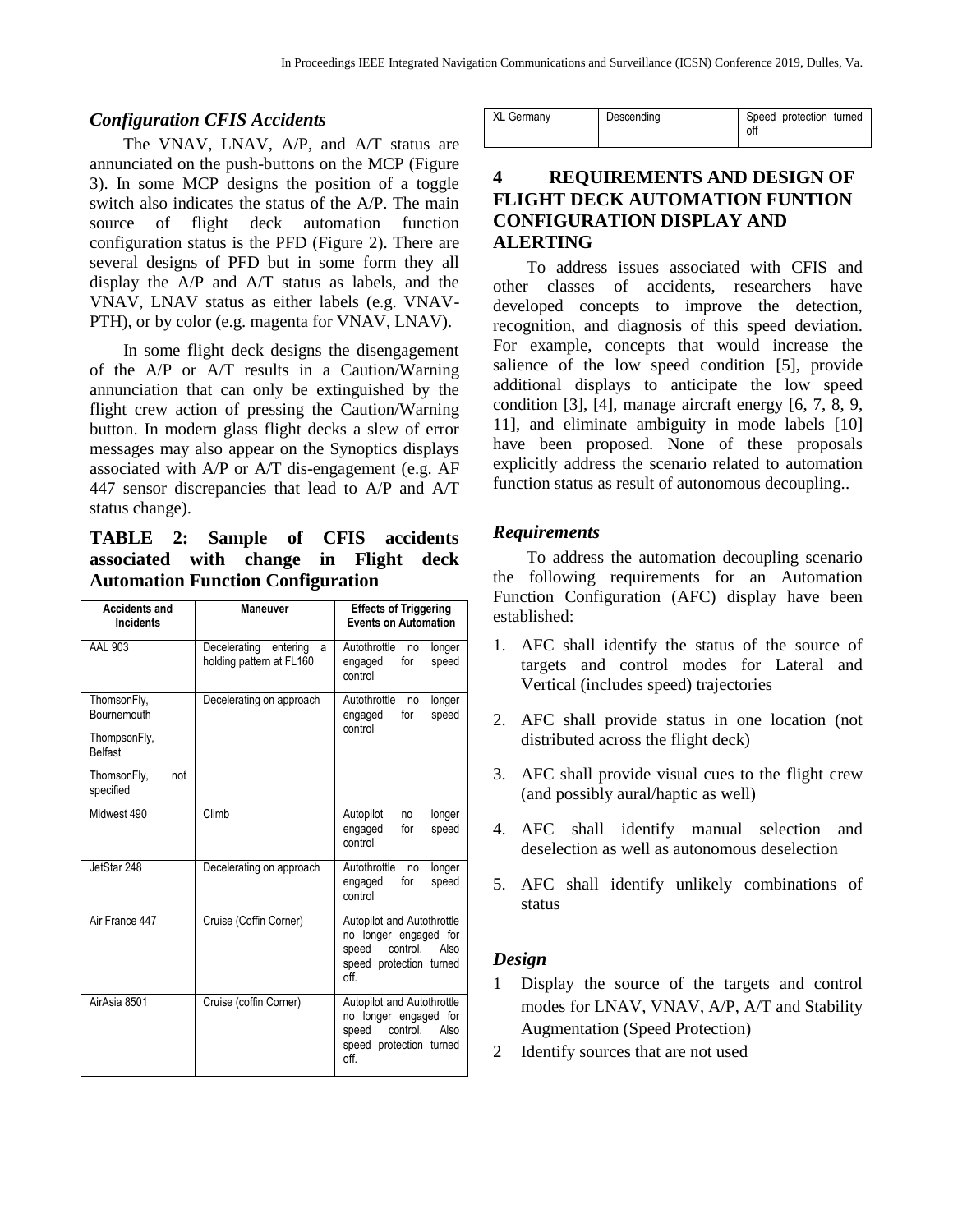### *Configuration CFIS Accidents*

The VNAV, LNAV, A/P, and A/T status are annunciated on the push-buttons on the MCP (Figure 3). In some MCP designs the position of a toggle switch also indicates the status of the A/P. The main source of flight deck automation function configuration status is the PFD (Figure 2). There are several designs of PFD but in some form they all display the A/P and A/T status as labels, and the VNAV, LNAV status as either labels (e.g. VNAV-PTH), or by color (e.g. magenta for VNAV, LNAV).

In some flight deck designs the disengagement of the A/P or A/T results in a Caution/Warning annunciation that can only be extinguished by the flight crew action of pressing the Caution/Warning button. In modern glass flight decks a slew of error messages may also appear on the Synoptics displays associated with A/P or A/T dis-engagement (e.g. AF 447 sensor discrepancies that lead to A/P and A/T status change).

**TABLE 2: Sample of CFIS accidents associated with change in Flight deck Automation Function Configuration**

| Accidents and Incidents | Maneuver | Effects of Triggering Events on Automation |
|---|---|---|
| AAL 903 | Decelerating entering a holding pattern at FL160 | Autothrottle no longer engaged for speed control |
| ThomsonFly, Bournemouth<br><br>ThompsonFly, Belfast<br><br>ThomsonFly, not specified | Decelerating on approach | Autothrottle no longer engaged for speed control |
| Midwest 490 | Climb | Autopilot no longer engaged for speed control |
| JetStar 248 | Decelerating on approach | Autothrottle no longer engaged for speed control |
| Air France 447 | Cruise (Coffin Corner) | Autopilot and Autothrottle no longer engaged for speed control. Also speed protection turned off. |
| AirAsia 8501 | Cruise (coffin Corner) | Autopilot and Autothrottle no longer engaged for speed control. Also speed protection turned off. |
| XL Germany | Descending | Speed protection turned off |

## 4 REQUIREMENTS AND DESIGN OF FLIGHT DECK AUTOMATION FUNTION CONFIGURATION DISPLAY AND ALERTING

To address issues associated with CFIS and other classes of accidents, researchers have developed concepts to improve the detection, recognition, and diagnosis of this speed deviation. For example, concepts that would increase the salience of the low speed condition [5], provide additional displays to anticipate the low speed condition [3], [4], manage aircraft energy [6, 7, 8, 9, 11], and eliminate ambiguity in mode labels [10] have been proposed. None of these proposals explicitly address the scenario related to automation function status as result of autonomous decoupling..

### *Requirements*

To address the automation decoupling scenario the following requirements for an Automation Function Configuration (AFC) display have been established:

1. AFC shall identify the status of the source of targets and control modes for Lateral and Vertical (includes speed) trajectories
2. AFC shall provide status in one location (not distributed across the flight deck)
3. AFC shall provide visual cues to the flight crew (and possibly aural/haptic as well)
4. AFC shall identify manual selection and deselection as well as autonomous deselection
5. AFC shall identify unlikely combinations of status

### *Design*

1 Display the source of the targets and control modes for LNAV, VNAV, A/P, A/T and Stability Augmentation (Speed Protection)

2 Identify sources that are not used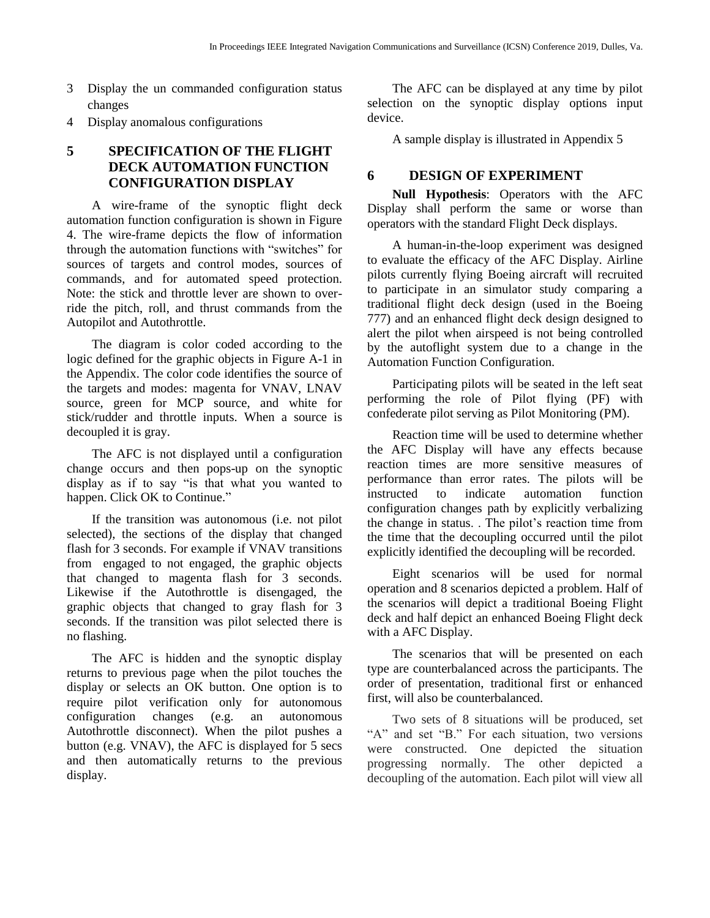3 Display the un commanded configuration status changes
4 Display anomalous configurations

## 5 SPECIFICATION OF THE FLIGHT DECK AUTOMATION FUNCTION CONFIGURATION DISPLAY

A wire-frame of the synoptic flight deck automation function configuration is shown in Figure 4. The wire-frame depicts the flow of information through the automation functions with "switches" for sources of targets and control modes, sources of commands, and for automated speed protection. Note: the stick and throttle lever are shown to over-ride the pitch, roll, and thrust commands from the Autopilot and Autothrottle.

The diagram is color coded according to the logic defined for the graphic objects in Figure A-1 in the Appendix. The color code identifies the source of the targets and modes: magenta for VNAV, LNAV source, green for MCP source, and white for stick/rudder and throttle inputs. When a source is decoupled it is gray.

The AFC is not displayed until a configuration change occurs and then pops-up on the synoptic display as if to say "is that what you wanted to happen. Click OK to Continue."

If the transition was autonomous (i.e. not pilot selected), the sections of the display that changed flash for 3 seconds. For example if VNAV transitions from engaged to not engaged, the graphic objects that changed to magenta flash for 3 seconds. Likewise if the Autothrottle is disengaged, the graphic objects that changed to gray flash for 3 seconds. If the transition was pilot selected there is no flashing.

The AFC is hidden and the synoptic display returns to previous page when the pilot touches the display or selects an OK button. One option is to require pilot verification only for autonomous configuration changes (e.g. an autonomous Autothrottle disconnect). When the pilot pushes a button (e.g. VNAV), the AFC is displayed for 5 secs and then automatically returns to the previous display.

The AFC can be displayed at any time by pilot selection on the synoptic display options input device.

A sample display is illustrated in Appendix 5

## 6 DESIGN OF EXPERIMENT

**Null Hypothesis**: Operators with the AFC Display shall perform the same or worse than operators with the standard Flight Deck displays.

A human-in-the-loop experiment was designed to evaluate the efficacy of the AFC Display. Airline pilots currently flying Boeing aircraft will recruited to participate in an simulator study comparing a traditional flight deck design (used in the Boeing 777) and an enhanced flight deck design designed to alert the pilot when airspeed is not being controlled by the autoflight system due to a change in the Automation Function Configuration.

Participating pilots will be seated in the left seat performing the role of Pilot flying (PF) with confederate pilot serving as Pilot Monitoring (PM).

Reaction time will be used to determine whether the AFC Display will have any effects because reaction times are more sensitive measures of performance than error rates. The pilots will be instructed to indicate automation function configuration changes path by explicitly verbalizing the change in status. . The pilot's reaction time from the time that the decoupling occurred until the pilot explicitly identified the decoupling will be recorded.

Eight scenarios will be used for normal operation and 8 scenarios depicted a problem. Half of the scenarios will depict a traditional Boeing Flight deck and half depict an enhanced Boeing Flight deck with a AFC Display.

The scenarios that will be presented on each type are counterbalanced across the participants. The order of presentation, traditional first or enhanced first, will also be counterbalanced.

Two sets of 8 situations will be produced, set "A" and set "B." For each situation, two versions were constructed. One depicted the situation progressing normally. The other depicted a decoupling of the automation. Each pilot will view all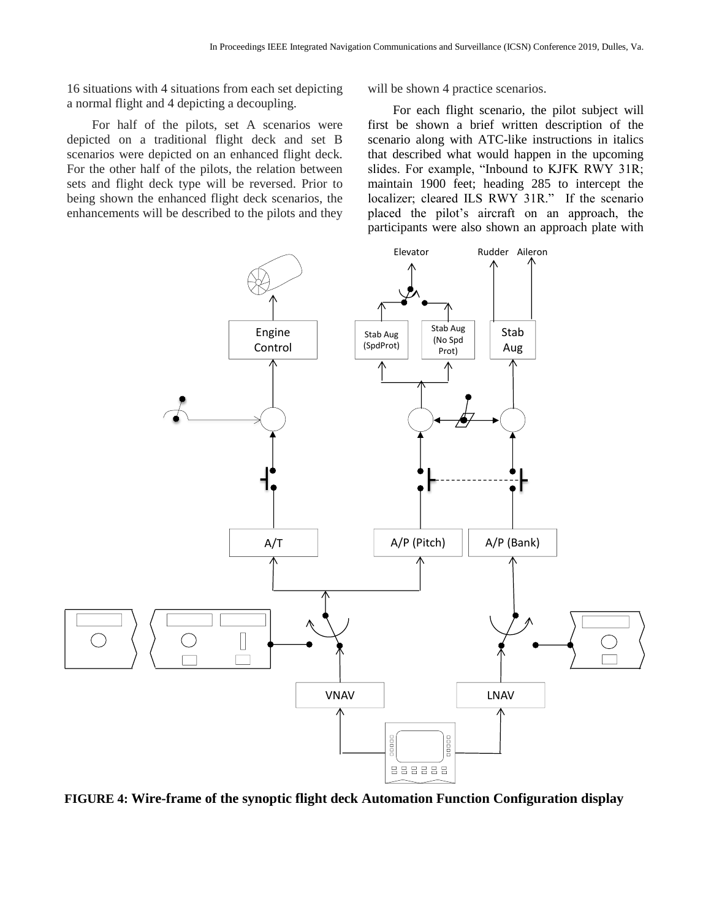16 situations with 4 situations from each set depicting a normal flight and 4 depicting a decoupling.

For half of the pilots, set A scenarios were depicted on a traditional flight deck and set B scenarios were depicted on an enhanced flight deck. For the other half of the pilots, the relation between sets and flight deck type will be reversed. Prior to being shown the enhanced flight deck scenarios, the enhancements will be described to the pilots and they will be shown 4 practice scenarios.

For each flight scenario, the pilot subject will first be shown a brief written description of the scenario along with ATC-like instructions in italics that described what would happen in the upcoming slides. For example, "Inbound to KJFK RWY 31R; maintain 1900 feet; heading 285 to intercept the localizer; cleared ILS RWY 31R." If the scenario placed the pilot's aircraft on an approach, the participants were also shown an approach plate with

Elevator
Rudder
Aileron
Engine Control
Stab Aug (SpdProt)
Stab Aug (No Spd Prot)
Stab Aug
A/T
A/P (Pitch)
A/P (Bank)
VNAV
LNAV

**FIGURE 4: Wire-frame of the synoptic flight deck Automation Function Configuration display**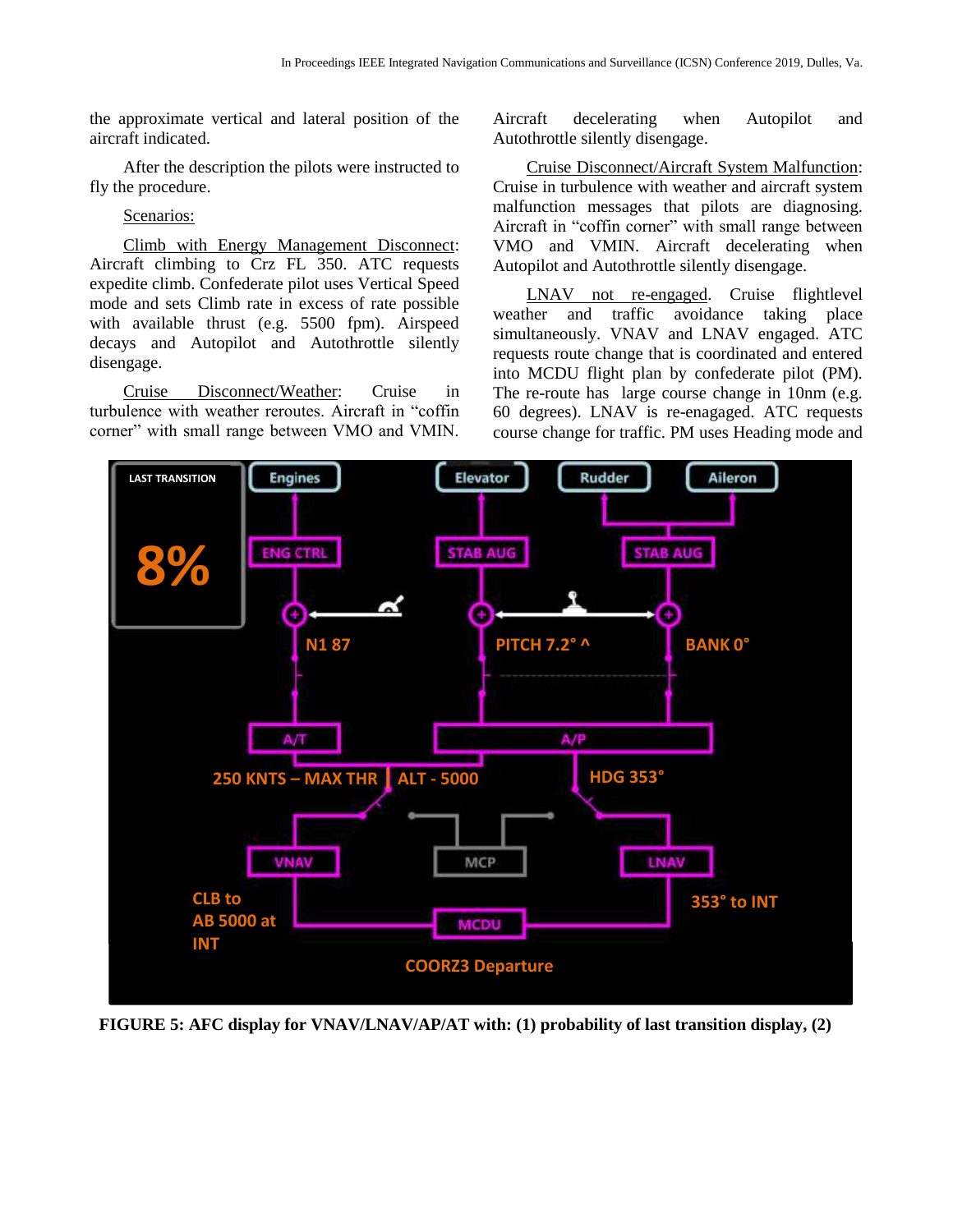the approximate vertical and lateral position of the aircraft indicated.

After the description the pilots were instructed to fly the procedure.

Scenarios:

Climb with Energy Management Disconnect: Aircraft climbing to Crz FL 350. ATC requests expedite climb. Confederate pilot uses Vertical Speed mode and sets Climb rate in excess of rate possible with available thrust (e.g. 5500 fpm). Airspeed decays and Autopilot and Autothrottle silently disengage.

Cruise Disconnect/Weather: Cruise in turbulence with weather reroutes. Aircraft in "coffin corner" with small range between VMO and VMIN. Aircraft decelerating when Autopilot and Autothrottle silently disengage.

Cruise Disconnect/Aircraft System Malfunction: Cruise in turbulence with weather and aircraft system malfunction messages that pilots are diagnosing. Aircraft in "coffin corner" with small range between VMO and VMIN. Aircraft decelerating when Autopilot and Autothrottle silently disengage.

LNAV not re-engaged. Cruise flightlevel weather and traffic avoidance taking place simultaneously. VNAV and LNAV engaged. ATC requests route change that is coordinated and entered into MCDU flight plan by confederate pilot (PM). The re-route has large course change in 10nm (e.g. 60 degrees). LNAV is re-enagaged. ATC requests course change for traffic. PM uses Heading mode and

LAST TRANSITION
8%
Engines
Elevator
Rudder
Aileron
ENG CTRL
STAB AUG
STAB AUG
N1 87
PITCH 7.2° ^
BANK 0°
A/T
A/P
250 KNTS – MAX THR
ALT - 5000
HDG 353°
VNAV
MCP
LNAV
CLB to AB 5000 at INT
MCDU
353° to INT
COORZ3 Departure

**FIGURE 5: AFC display for VNAV/LNAV/AP/AT with: (1) probability of last transition display, (2)**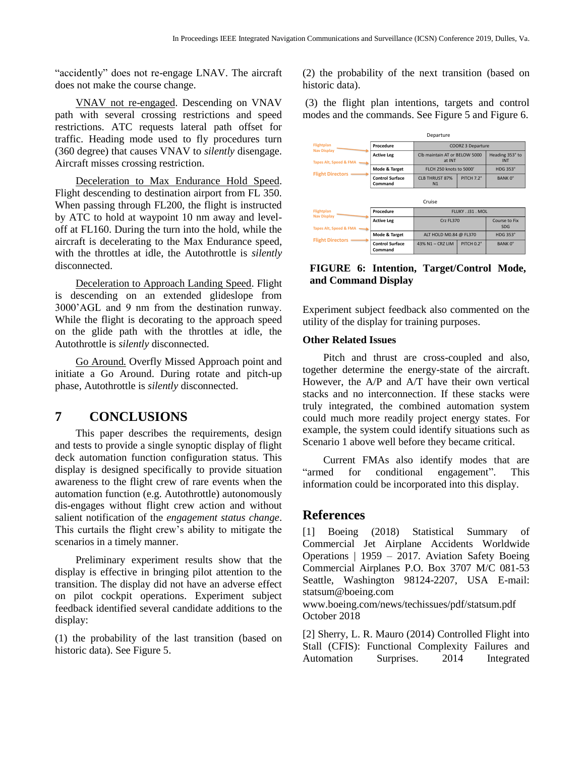"accidently" does not re-engage LNAV. The aircraft does not make the course change.

VNAV not re-engaged. Descending on VNAV path with several crossing restrictions and speed restrictions. ATC requests lateral path offset for traffic. Heading mode used to fly procedures turn (360 degree) that causes VNAV to *silently* disengage. Aircraft misses crossing restriction.

Deceleration to Max Endurance Hold Speed. Flight descending to destination airport from FL 350. When passing through FL200, the flight is instructed by ATC to hold at waypoint 10 nm away and level-off at FL160. During the turn into the hold, while the aircraft is decelerating to the Max Endurance speed, with the throttles at idle, the Autothrottle is *silently* disconnected.

Deceleration to Approach Landing Speed. Flight is descending on an extended glideslope from 3000'AGL and 9 nm from the destination runway. While the flight is decorating to the approach speed on the glide path with the throttles at idle, the Autothrottle is *silently* disconnected.

Go Around. Overfly Missed Approach point and initiate a Go Around. During rotate and pitch-up phase, Autothrottle is *silently* disconnected.

# 7 CONCLUSIONS

This paper describes the requirements, design and tests to provide a single synoptic display of flight deck automation function configuration status. This display is designed specifically to provide situation awareness to the flight crew of rare events when the automation function (e.g. Autothrottle) autonomously dis-engages without flight crew action and without salient notification of the *engagement status change*. This curtails the flight crew's ability to mitigate the scenarios in a timely manner.

Preliminary experiment results show that the display is effective in bringing pilot attention to the transition. The display did not have an adverse effect on pilot cockpit operations. Experiment subject feedback identified several candidate additions to the display:

(1) the probability of the last transition (based on historic data). See Figure 5.

(2) the probability of the next transition (based on historic data).

(3) the flight plan intentions, targets and control modes and the commands. See Figure 5 and Figure 6.

Departure

| Flightplan Nav Display → Procedure | COORZ 3 Departure | | |
|---|---|---|---|
| Active Leg | Clb maintain AT or BELOW 5000 at INT | | Heading 353° to INT |
| Tapes Alt, Speed & FMA → Mode & Target | FLCH 250 knots to 5000' | | HDG 353° |
| Flight Directors → Control Surface Command | CLB THRUST 87% N1 | PITCH 7.2° | BANK 0° |

Cruise

| Flightplan Nav Display → Procedure | FLUKY . J31 . MOL | | |
|---|---|---|---|
| Active Leg | Crz FL370 | | Course to Fix SDG |
| Tapes Alt, Speed & FMA → Mode & Target | ALT HOLD M0.84 @ FL370 | | HDG 353° |
| Flight Directors → Control Surface Command | 43% N1 – CRZ LIM | PITCH 0.2° | BANK 0° |

**FIGURE 6: Intention, Target/Control Mode, and Command Display**

Experiment subject feedback also commented on the utility of the display for training purposes.

### Other Related Issues

Pitch and thrust are cross-coupled and also, together determine the energy-state of the aircraft. However, the A/P and A/T have their own vertical stacks and no interconnection. If these stacks were truly integrated, the combined automation system could much more readily project energy states. For example, the system could identify situations such as Scenario 1 above well before they became critical.

Current FMAs also identify modes that are "armed for conditional engagement". This information could be incorporated into this display.

# References

[1] Boeing (2018) Statistical Summary of Commercial Jet Airplane Accidents Worldwide Operations | 1959 – 2017. Aviation Safety Boeing Commercial Airplanes P.O. Box 3707 M/C 081-53 Seattle, Washington 98124-2207, USA E-mail: statsum@boeing.com www.boeing.com/news/techissues/pdf/statsum.pdf October 2018

[2] Sherry, L. R. Mauro (2014) Controlled Flight into Stall (CFIS): Functional Complexity Failures and Automation Surprises. 2014 Integrated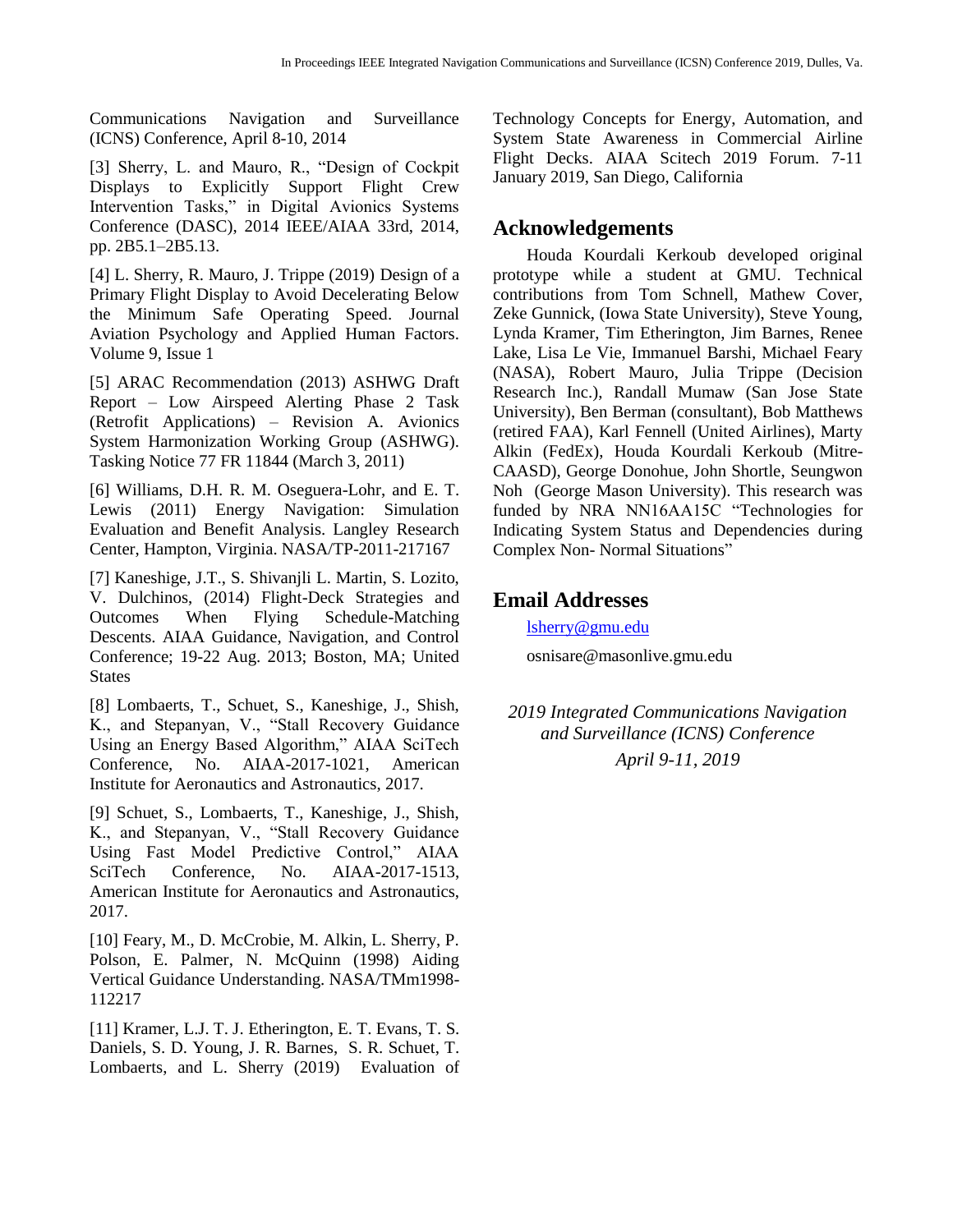Communications Navigation and Surveillance (ICNS) Conference, April 8-10, 2014

[3] Sherry, L. and Mauro, R., "Design of Cockpit Displays to Explicitly Support Flight Crew Intervention Tasks," in Digital Avionics Systems Conference (DASC), 2014 IEEE/AIAA 33rd, 2014, pp. 2B5.1–2B5.13.

[4] L. Sherry, R. Mauro, J. Trippe (2019) Design of a Primary Flight Display to Avoid Decelerating Below the Minimum Safe Operating Speed. Journal Aviation Psychology and Applied Human Factors. Volume 9, Issue 1

[5] ARAC Recommendation (2013) ASHWG Draft Report – Low Airspeed Alerting Phase 2 Task (Retrofit Applications) – Revision A. Avionics System Harmonization Working Group (ASHWG). Tasking Notice 77 FR 11844 (March 3, 2011)

[6] Williams, D.H. R. M. Oseguera-Lohr, and E. T. Lewis (2011) Energy Navigation: Simulation Evaluation and Benefit Analysis. Langley Research Center, Hampton, Virginia. NASA/TP-2011-217167

[7] Kaneshige, J.T., S. Shivanjli L. Martin, S. Lozito, V. Dulchinos, (2014) Flight-Deck Strategies and Outcomes When Flying Schedule-Matching Descents. AIAA Guidance, Navigation, and Control Conference; 19-22 Aug. 2013; Boston, MA; United States

[8] Lombaerts, T., Schuet, S., Kaneshige, J., Shish, K., and Stepanyan, V., "Stall Recovery Guidance Using an Energy Based Algorithm," AIAA SciTech Conference, No. AIAA-2017-1021, American Institute for Aeronautics and Astronautics, 2017.

[9] Schuet, S., Lombaerts, T., Kaneshige, J., Shish, K., and Stepanyan, V., "Stall Recovery Guidance Using Fast Model Predictive Control," AIAA SciTech Conference, No. AIAA-2017-1513, American Institute for Aeronautics and Astronautics, 2017.

[10] Feary, M., D. McCrobie, M. Alkin, L. Sherry, P. Polson, E. Palmer, N. McQuinn (1998) Aiding Vertical Guidance Understanding. NASA/TMm1998-112217

[11] Kramer, L.J. T. J. Etherington, E. T. Evans, T. S. Daniels, S. D. Young, J. R. Barnes, S. R. Schuet, T. Lombaerts, and L. Sherry (2019) Evaluation of Technology Concepts for Energy, Automation, and System State Awareness in Commercial Airline Flight Decks. AIAA Scitech 2019 Forum. 7-11 January 2019, San Diego, California

## Acknowledgements

Houda Kourdali Kerkoub developed original prototype while a student at GMU. Technical contributions from Tom Schnell, Mathew Cover, Zeke Gunnick, (Iowa State University), Steve Young, Lynda Kramer, Tim Etherington, Jim Barnes, Renee Lake, Lisa Le Vie, Immanuel Barshi, Michael Feary (NASA), Robert Mauro, Julia Trippe (Decision Research Inc.), Randall Mumaw (San Jose State University), Ben Berman (consultant), Bob Matthews (retired FAA), Karl Fennell (United Airlines), Marty Alkin (FedEx), Houda Kourdali Kerkoub (Mitre-CAASD), George Donohue, John Shortle, Seungwon Noh (George Mason University). This research was funded by NRA NN16AA15C "Technologies for Indicating System Status and Dependencies during Complex Non- Normal Situations"

## Email Addresses

lsherry@gmu.edu

osnisare@masonlive.gmu.edu

*2019 Integrated Communications Navigation and Surveillance (ICNS) Conference*
*April 9-11, 2019*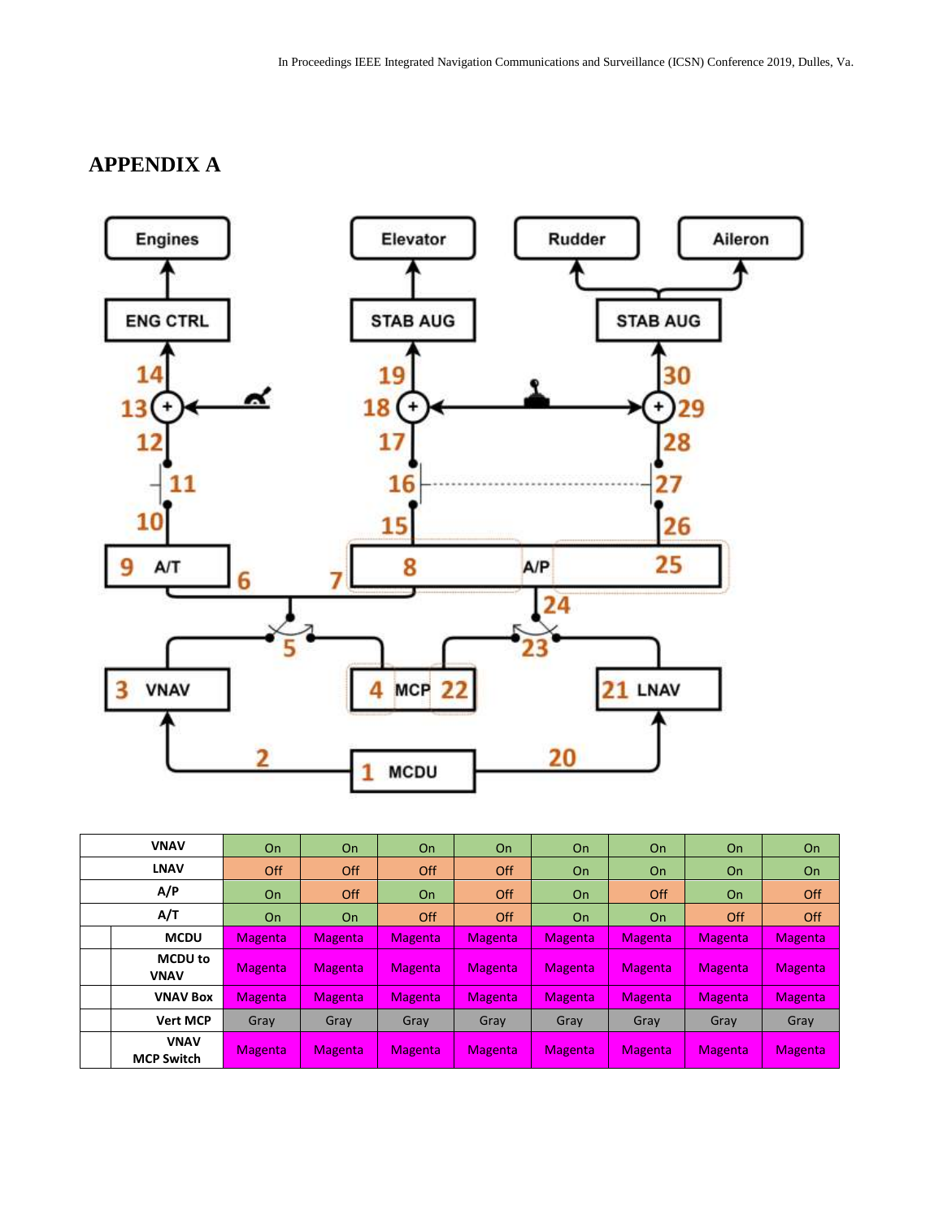# APPENDIX A

Engines

Elevator

Rudder

Aileron

ENG CTRL

STAB AUG

STAB AUG

14

13

12

11

10

19

18

17

16

15

30

29

28

27

26

9 A/T

6

7

8

A/P

25

24

5

23

3 VNAV

4 MCP 22

21 LNAV

2

1 MCDU

20

| | | | | | | | | | |
|---|---|---|---|---|---|---|---|---|---|
| VNAV | | On | On | On | On | On | On | On | On |
| LNAV | | Off | Off | Off | Off | On | On | On | On |
| A/P | | On | Off | On | Off | On | Off | On | Off |
| A/T | | On | On | Off | Off | On | On | Off | Off |
| | MCDU | Magenta | Magenta | Magenta | Magenta | Magenta | Magenta | Magenta | Magenta |
| | MCDU to VNAV | Magenta | Magenta | Magenta | Magenta | Magenta | Magenta | Magenta | Magenta |
| | VNAV Box | Magenta | Magenta | Magenta | Magenta | Magenta | Magenta | Magenta | Magenta |
| | Vert MCP | Gray | Gray | Gray | Gray | Gray | Gray | Gray | Gray |
| | VNAV MCP Switch | Magenta | Magenta | Magenta | Magenta | Magenta | Magenta | Magenta | Magenta |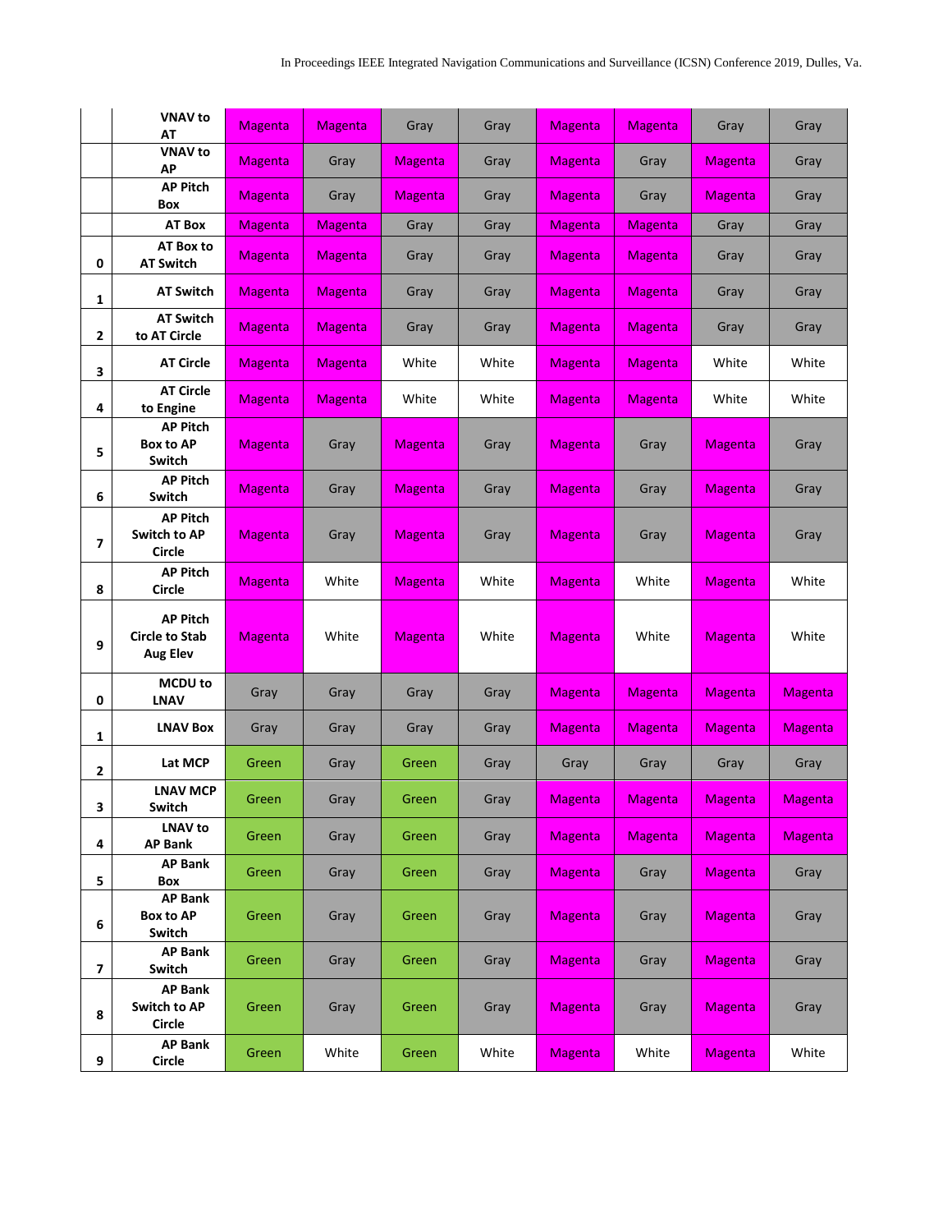| | | | | | | | | | |
|---|---|---|---|---|---|---|---|---|---|
| | VNAV to AT | Magenta | Magenta | Gray | Gray | Magenta | Magenta | Gray | Gray |
| | VNAV to AP | Magenta | Gray | Magenta | Gray | Magenta | Gray | Magenta | Gray |
| | AP Pitch Box | Magenta | Gray | Magenta | Gray | Magenta | Gray | Magenta | Gray |
| | AT Box | Magenta | Magenta | Gray | Gray | Magenta | Magenta | Gray | Gray |
| 0 | AT Box to AT Switch | Magenta | Magenta | Gray | Gray | Magenta | Magenta | Gray | Gray |
| 1 | AT Switch | Magenta | Magenta | Gray | Gray | Magenta | Magenta | Gray | Gray |
| 2 | AT Switch to AT Circle | Magenta | Magenta | Gray | Gray | Magenta | Magenta | Gray | Gray |
| 3 | AT Circle | Magenta | Magenta | White | White | Magenta | Magenta | White | White |
| 4 | AT Circle to Engine | Magenta | Magenta | White | White | Magenta | Magenta | White | White |
| 5 | AP Pitch Box to AP Switch | Magenta | Gray | Magenta | Gray | Magenta | Gray | Magenta | Gray |
| 6 | AP Pitch Switch | Magenta | Gray | Magenta | Gray | Magenta | Gray | Magenta | Gray |
| 7 | AP Pitch Switch to AP Circle | Magenta | Gray | Magenta | Gray | Magenta | Gray | Magenta | Gray |
| 8 | AP Pitch Circle | Magenta | White | Magenta | White | Magenta | White | Magenta | White |
| 9 | AP Pitch Circle to Stab Aug Elev | Magenta | White | Magenta | White | Magenta | White | Magenta | White |
| 0 | MCDU to LNAV | Gray | Gray | Gray | Gray | Magenta | Magenta | Magenta | Magenta |
| 1 | LNAV Box | Gray | Gray | Gray | Gray | Magenta | Magenta | Magenta | Magenta |
| 2 | Lat MCP | Green | Gray | Green | Gray | Gray | Gray | Gray | Gray |
| 3 | LNAV MCP Switch | Green | Gray | Green | Gray | Magenta | Magenta | Magenta | Magenta |
| 4 | LNAV to AP Bank | Green | Gray | Green | Gray | Magenta | Magenta | Magenta | Magenta |
| 5 | AP Bank Box | Green | Gray | Green | Gray | Magenta | Gray | Magenta | Gray |
| 6 | AP Bank Box to AP Switch | Green | Gray | Green | Gray | Magenta | Gray | Magenta | Gray |
| 7 | AP Bank Switch | Green | Gray | Green | Gray | Magenta | Gray | Magenta | Gray |
| 8 | AP Bank Switch to AP Circle | Green | Gray | Green | Gray | Magenta | Gray | Magenta | Gray |
| 9 | AP Bank Circle | Green | White | Green | White | Magenta | White | Magenta | White |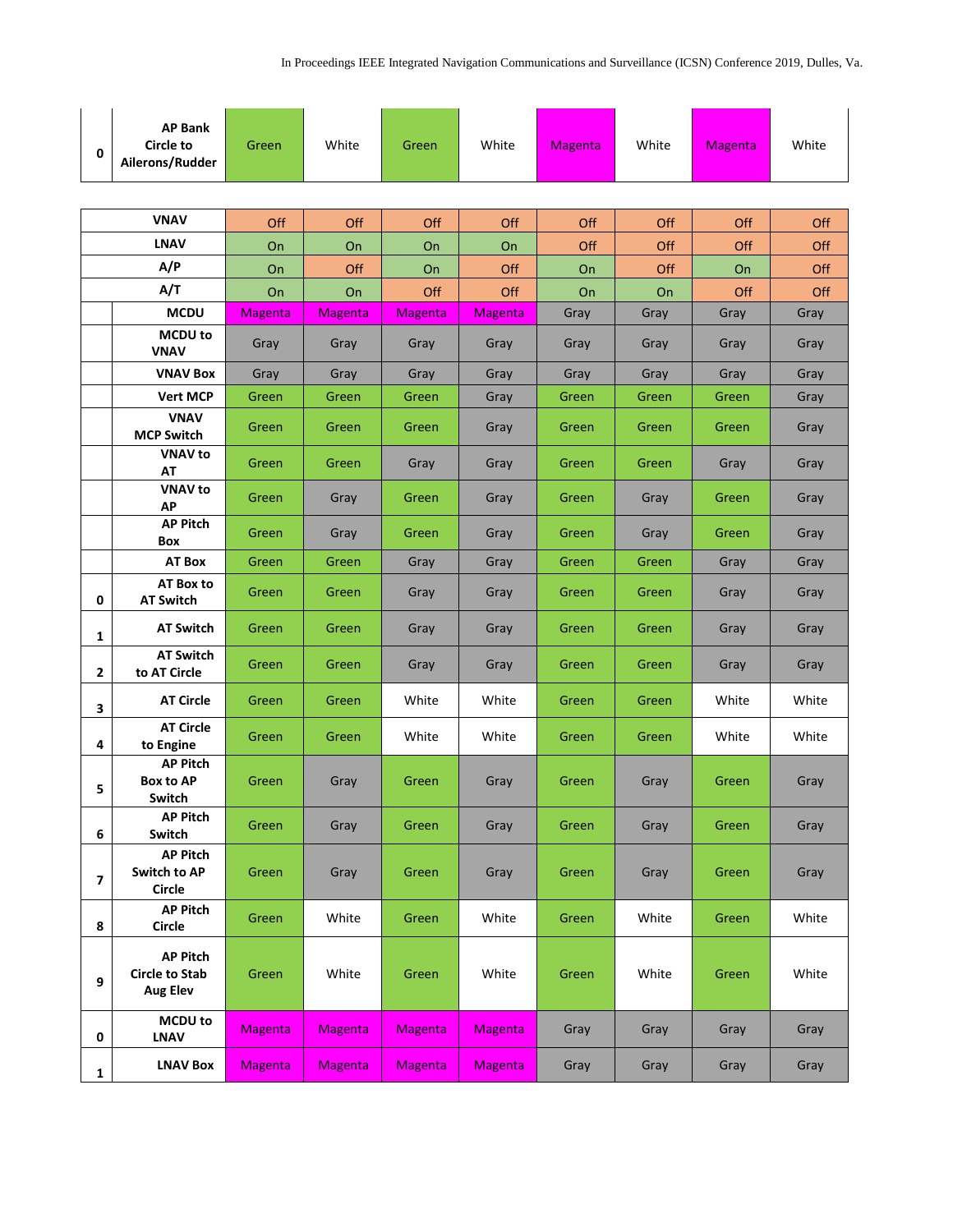| | | | | | | | | | |
|---|---|---|---|---|---|---|---|---|---|
| 0 | AP Bank Circle to Ailerons/Rudder | Green | White | Green | White | Magenta | White | Magenta | White |

| | | | | | | | | | |
|---|---|---|---|---|---|---|---|---|---|
| | VNAV | Off | Off | Off | Off | Off | Off | Off | Off |
| | LNAV | On | On | On | On | Off | Off | Off | Off |
| | A/P | On | Off | On | Off | On | Off | On | Off |
| | A/T | On | On | Off | Off | On | On | Off | Off |
| | MCDU | Magenta | Magenta | Magenta | Magenta | Gray | Gray | Gray | Gray |
| | MCDU to VNAV | Gray | Gray | Gray | Gray | Gray | Gray | Gray | Gray |
| | VNAV Box | Gray | Gray | Gray | Gray | Gray | Gray | Gray | Gray |
| | Vert MCP | Green | Green | Green | Gray | Green | Green | Green | Gray |
| | VNAV MCP Switch | Green | Green | Green | Gray | Green | Green | Green | Gray |
| | VNAV to AT | Green | Green | Gray | Gray | Green | Green | Gray | Gray |
| | VNAV to AP | Green | Gray | Green | Gray | Green | Gray | Green | Gray |
| | AP Pitch Box | Green | Gray | Green | Gray | Green | Gray | Green | Gray |
| | AT Box | Green | Green | Gray | Gray | Green | Green | Gray | Gray |
| 0 | AT Box to AT Switch | Green | Green | Gray | Gray | Green | Green | Gray | Gray |
| 1 | AT Switch | Green | Green | Gray | Gray | Green | Green | Gray | Gray |
| 2 | AT Switch to AT Circle | Green | Green | Gray | Gray | Green | Green | Gray | Gray |
| 3 | AT Circle | Green | Green | White | White | Green | Green | White | White |
| 4 | AT Circle to Engine | Green | Green | White | White | Green | Green | White | White |
| 5 | AP Pitch Box to AP Switch | Green | Gray | Green | Gray | Green | Gray | Green | Gray |
| 6 | AP Pitch Switch | Green | Gray | Green | Gray | Green | Gray | Green | Gray |
| 7 | AP Pitch Switch to AP Circle | Green | Gray | Green | Gray | Green | Gray | Green | Gray |
| 8 | AP Pitch Circle | Green | White | Green | White | Green | White | Green | White |
| 9 | AP Pitch Circle to Stab Aug Elev | Green | White | Green | White | Green | White | Green | White |
| 0 | MCDU to LNAV | Magenta | Magenta | Magenta | Magenta | Gray | Gray | Gray | Gray |
| 1 | LNAV Box | Magenta | Magenta | Magenta | Magenta | Gray | Gray | Gray | Gray |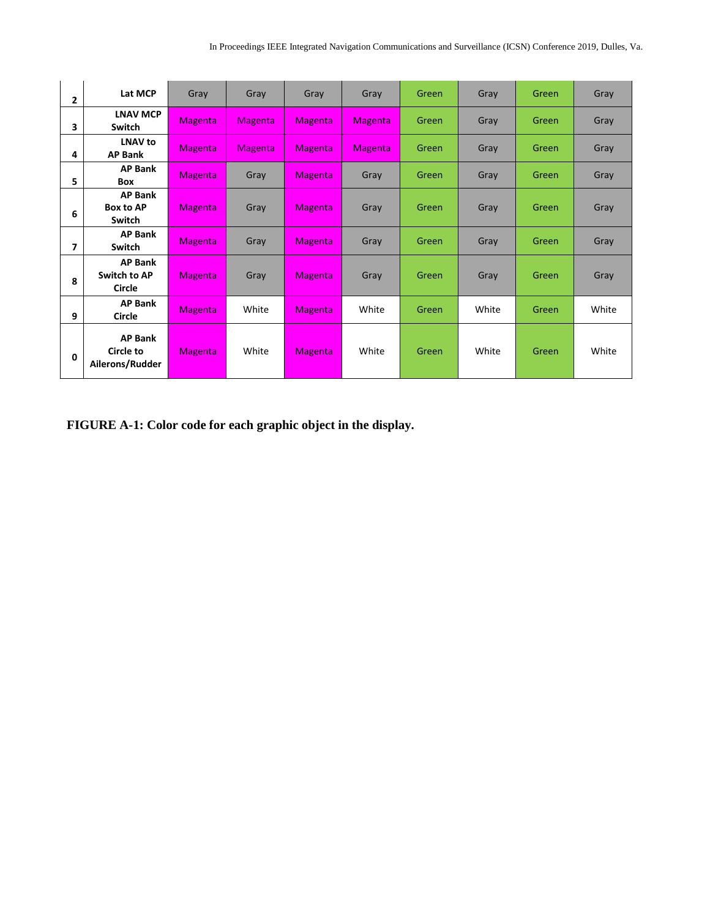| | | | | | | | | | |
|---|---|---|---|---|---|---|---|---|---|
| 2 | **Lat MCP** | Gray | Gray | Gray | Gray | Green | Gray | Green | Gray |
| 3 | **LNAV MCP Switch** | Magenta | Magenta | Magenta | Magenta | Green | Gray | Green | Gray |
| 4 | **LNAV to AP Bank** | Magenta | Magenta | Magenta | Magenta | Green | Gray | Green | Gray |
| 5 | **AP Bank Box** | Magenta | Gray | Magenta | Gray | Green | Gray | Green | Gray |
| 6 | **AP Bank Box to AP Switch** | Magenta | Gray | Magenta | Gray | Green | Gray | Green | Gray |
| 7 | **AP Bank Switch** | Magenta | Gray | Magenta | Gray | Green | Gray | Green | Gray |
| 8 | **AP Bank Switch to AP Circle** | Magenta | Gray | Magenta | Gray | Green | Gray | Green | Gray |
| 9 | **AP Bank Circle** | Magenta | White | Magenta | White | Green | White | Green | White |
| 0 | **AP Bank Circle to Ailerons/Rudder** | Magenta | White | Magenta | White | Green | White | Green | White |

**FIGURE A-1: Color code for each graphic object in the display.**